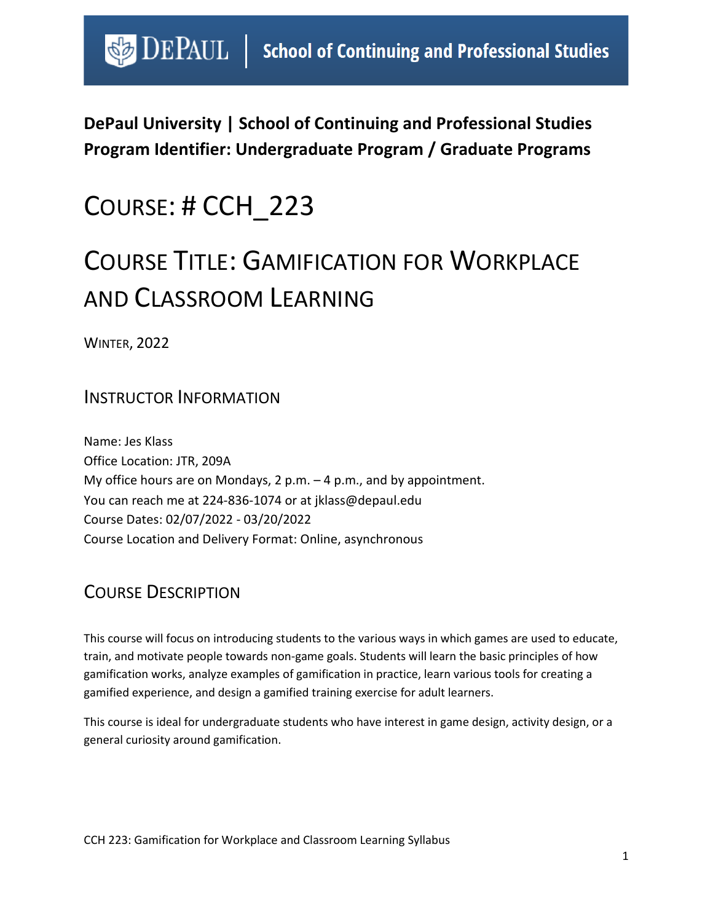DePaul University | School of Continuing and Professional Studies

**DePaul University | School of Continuing and Professional Studies**
**Program Identifier: Undergraduate Program / Graduate Programs**

# COURSE: # CCH_223

# COURSE TITLE: GAMIFICATION FOR WORKPLACE AND CLASSROOM LEARNING

WINTER, 2022

## INSTRUCTOR INFORMATION

Name: Jes Klass
Office Location: JTR, 209A
My office hours are on Mondays, 2 p.m. – 4 p.m., and by appointment.
You can reach me at 224-836-1074 or at jklass@depaul.edu
Course Dates: 02/07/2022 - 03/20/2022
Course Location and Delivery Format: Online, asynchronous

## COURSE DESCRIPTION

This course will focus on introducing students to the various ways in which games are used to educate, train, and motivate people towards non-game goals. Students will learn the basic principles of how gamification works, analyze examples of gamification in practice, learn various tools for creating a gamified experience, and design a gamified training exercise for adult learners.

This course is ideal for undergraduate students who have interest in game design, activity design, or a general curiosity around gamification.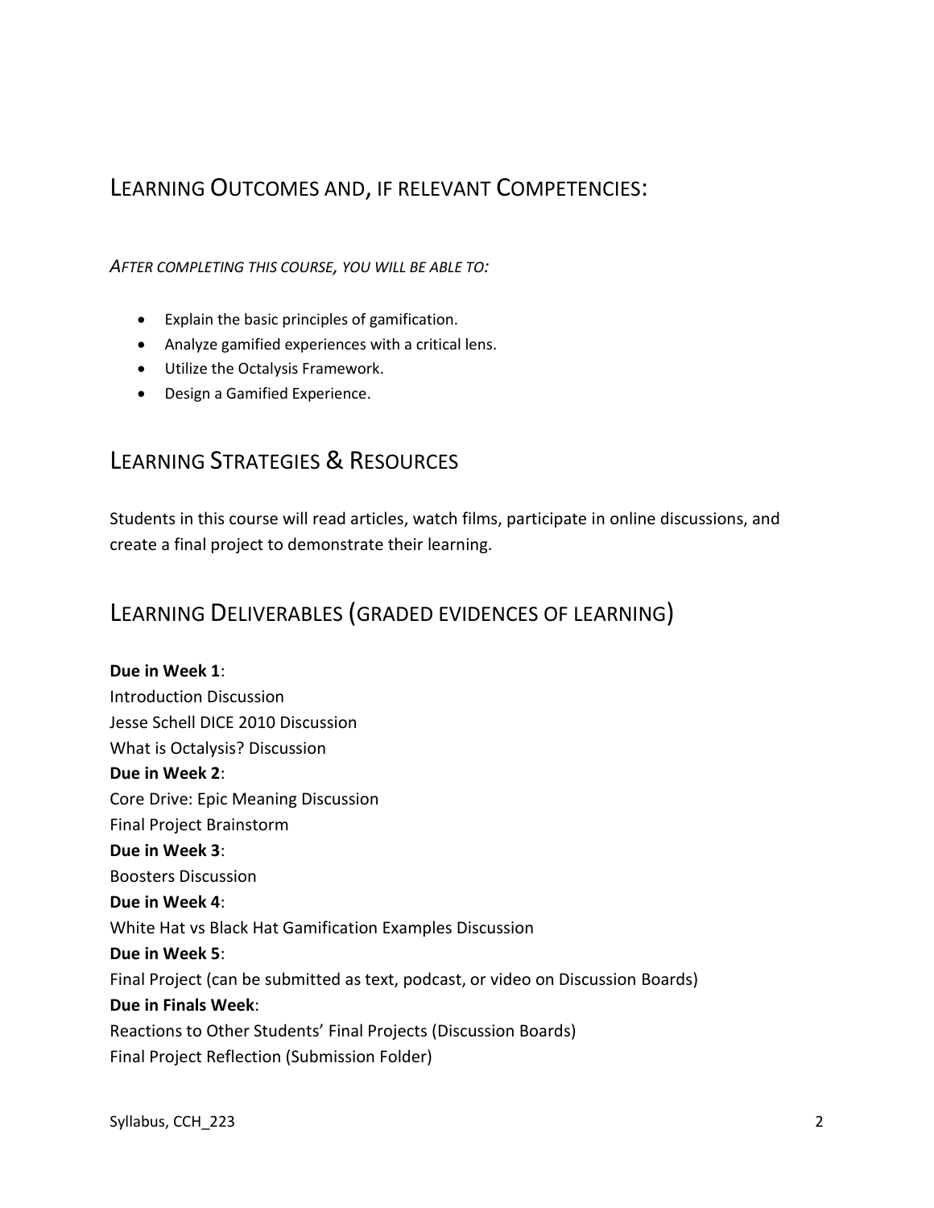## Learning Outcomes and, if relevant Competencies:

*After completing this course, you will be able to:*

- Explain the basic principles of gamification.
- Analyze gamified experiences with a critical lens.
- Utilize the Octalysis Framework.
- Design a Gamified Experience.

## Learning Strategies & Resources

Students in this course will read articles, watch films, participate in online discussions, and create a final project to demonstrate their learning.

## Learning Deliverables (graded evidences of learning)

**Due in Week 1**:
Introduction Discussion
Jesse Schell DICE 2010 Discussion
What is Octalysis? Discussion
**Due in Week 2**:
Core Drive: Epic Meaning Discussion
Final Project Brainstorm
**Due in Week 3**:
Boosters Discussion
**Due in Week 4**:
White Hat vs Black Hat Gamification Examples Discussion
**Due in Week 5**:
Final Project (can be submitted as text, podcast, or video on Discussion Boards)
**Due in Finals Week**:
Reactions to Other Students' Final Projects (Discussion Boards)
Final Project Reflection (Submission Folder)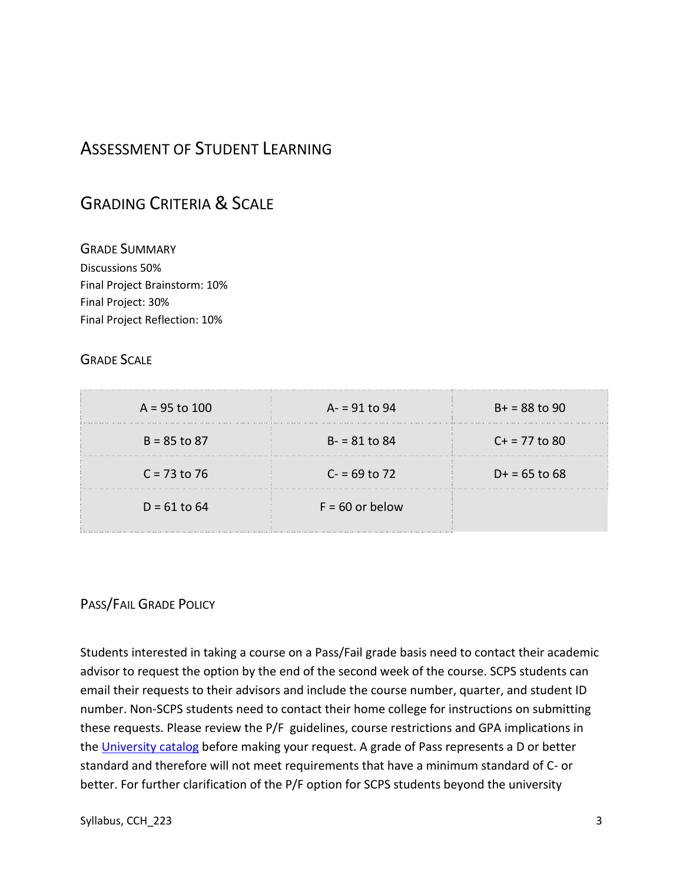## Assessment of Student Learning

## Grading Criteria & Scale

### Grade Summary

Discussions 50%
Final Project Brainstorm: 10%
Final Project: 30%
Final Project Reflection: 10%

### Grade Scale

| | | |
|---|---|---|
| A = 95 to 100 | A- = 91 to 94 | B+ = 88 to 90 |
| B = 85 to 87 | B- = 81 to 84 | C+ = 77 to 80 |
| C = 73 to 76 | C- = 69 to 72 | D+ = 65 to 68 |
| D = 61 to 64 | F = 60 or below | |

### Pass/Fail Grade Policy

Students interested in taking a course on a Pass/Fail grade basis need to contact their academic advisor to request the option by the end of the second week of the course. SCPS students can email their requests to their advisors and include the course number, quarter, and student ID number. Non-SCPS students need to contact their home college for instructions on submitting these requests. Please review the P/F guidelines, course restrictions and GPA implications in the University catalog before making your request. A grade of Pass represents a D or better standard and therefore will not meet requirements that have a minimum standard of C- or better. For further clarification of the P/F option for SCPS students beyond the university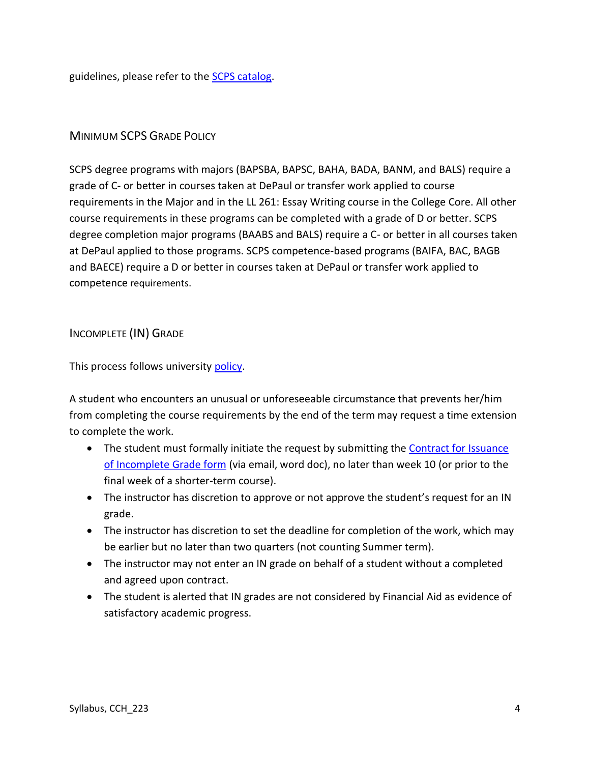guidelines, please refer to the [SCPS catalog](SCPS catalog).

### Minimum SCPS Grade Policy

SCPS degree programs with majors (BAPSBA, BAPSC, BAHA, BADA, BANM, and BALS) require a grade of C- or better in courses taken at DePaul or transfer work applied to course requirements in the Major and in the LL 261: Essay Writing course in the College Core. All other course requirements in these programs can be completed with a grade of D or better. SCPS degree completion major programs (BAABS and BALS) require a C- or better in all courses taken at DePaul applied to those programs. SCPS competence-based programs (BAIFA, BAC, BAGB and BAECE) require a D or better in courses taken at DePaul or transfer work applied to competence requirements.

### Incomplete (IN) Grade

This process follows university policy.

A student who encounters an unusual or unforeseeable circumstance that prevents her/him from completing the course requirements by the end of the term may request a time extension to complete the work.

- The student must formally initiate the request by submitting the Contract for Issuance of Incomplete Grade form (via email, word doc), no later than week 10 (or prior to the final week of a shorter-term course).
- The instructor has discretion to approve or not approve the student's request for an IN grade.
- The instructor has discretion to set the deadline for completion of the work, which may be earlier but no later than two quarters (not counting Summer term).
- The instructor may not enter an IN grade on behalf of a student without a completed and agreed upon contract.
- The student is alerted that IN grades are not considered by Financial Aid as evidence of satisfactory academic progress.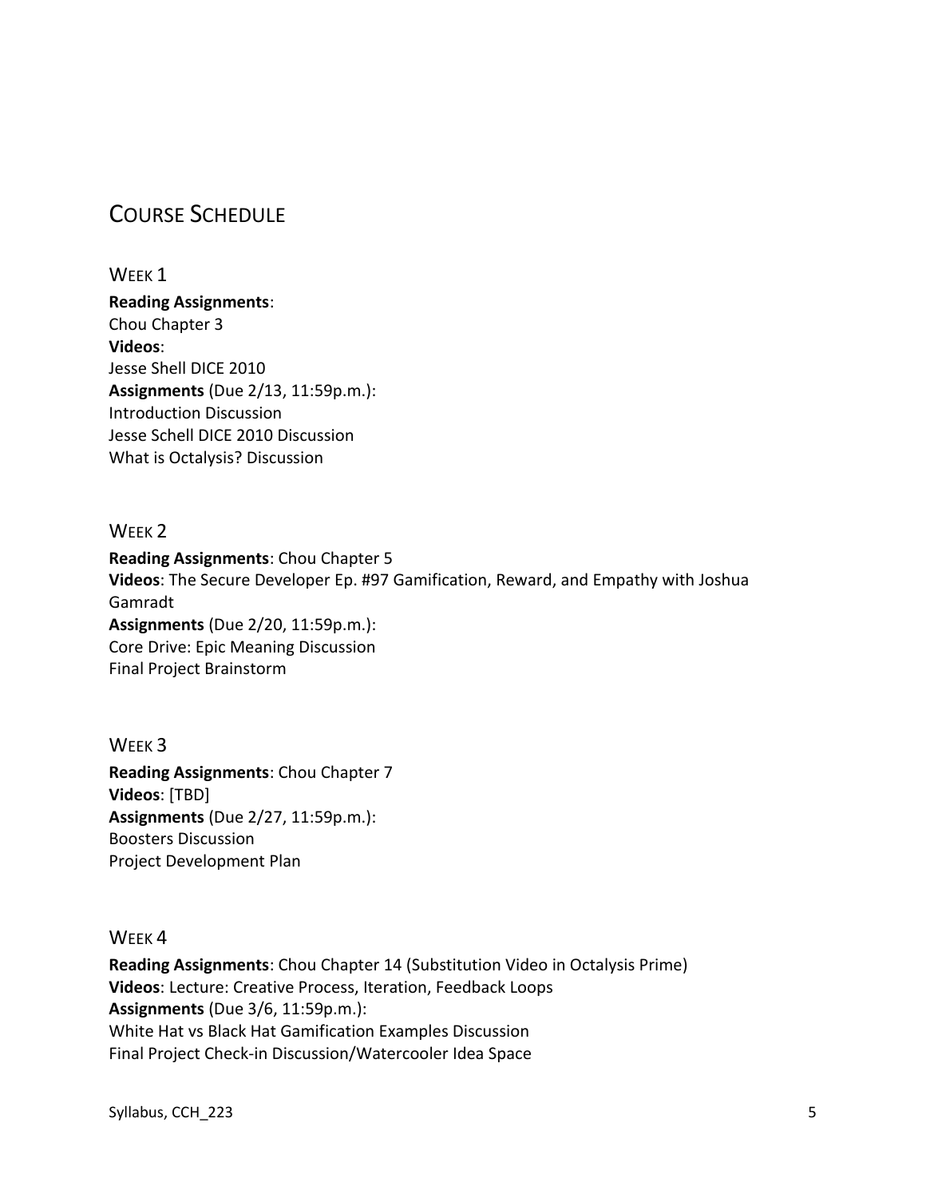## Course Schedule

### Week 1

**Reading Assignments**:
Chou Chapter 3
**Videos**:
Jesse Shell DICE 2010
**Assignments** (Due 2/13, 11:59p.m.):
Introduction Discussion
Jesse Schell DICE 2010 Discussion
What is Octalysis? Discussion

### Week 2

**Reading Assignments**: Chou Chapter 5
**Videos**: The Secure Developer Ep. #97 Gamification, Reward, and Empathy with Joshua Gamradt
**Assignments** (Due 2/20, 11:59p.m.):
Core Drive: Epic Meaning Discussion
Final Project Brainstorm

### Week 3

**Reading Assignments**: Chou Chapter 7
**Videos**: [TBD]
**Assignments** (Due 2/27, 11:59p.m.):
Boosters Discussion
Project Development Plan

### Week 4

**Reading Assignments**: Chou Chapter 14 (Substitution Video in Octalysis Prime)
**Videos**: Lecture: Creative Process, Iteration, Feedback Loops
**Assignments** (Due 3/6, 11:59p.m.):
White Hat vs Black Hat Gamification Examples Discussion
Final Project Check-in Discussion/Watercooler Idea Space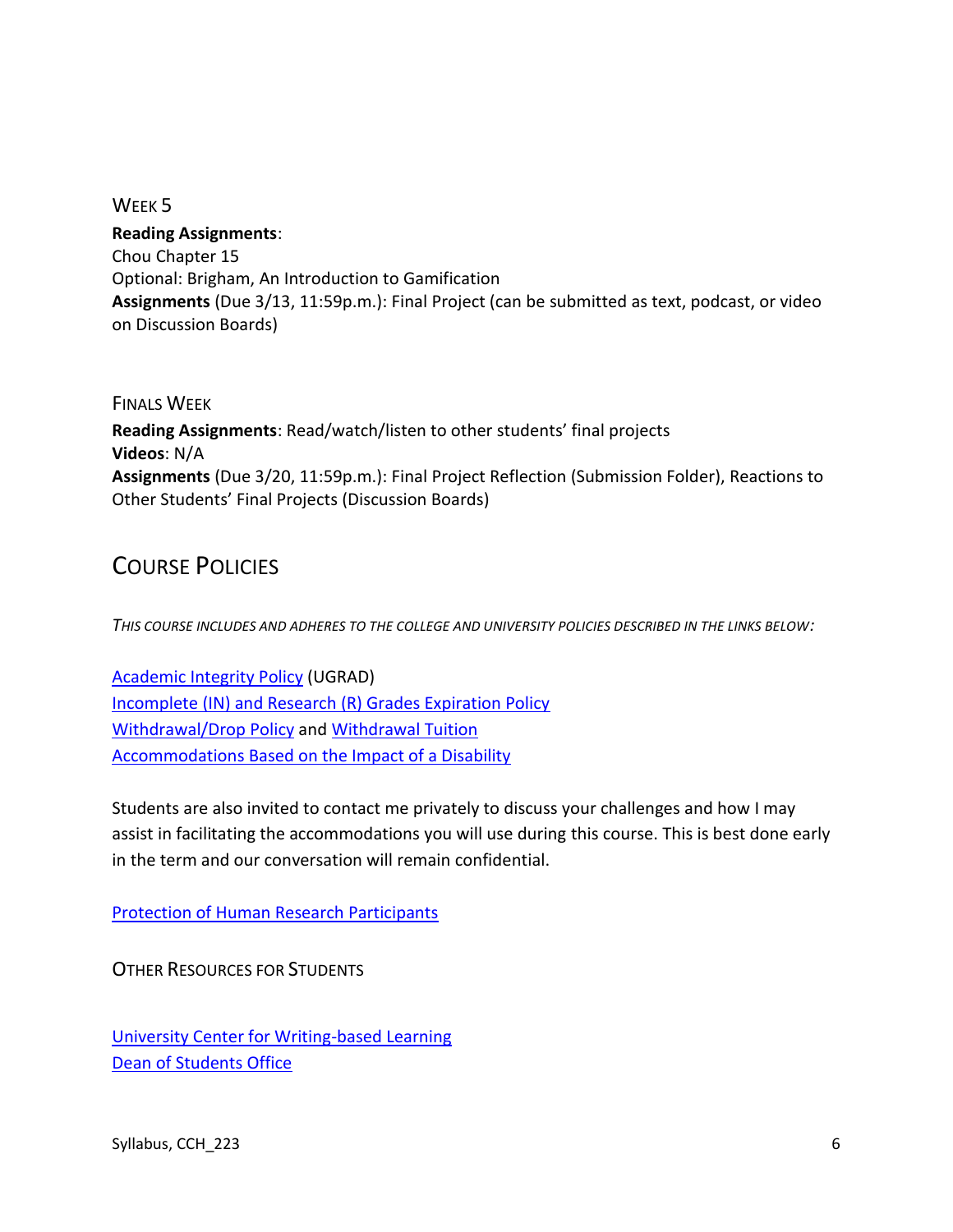### Week 5

**Reading Assignments**:
Chou Chapter 15
Optional: Brigham, An Introduction to Gamification
**Assignments** (Due 3/13, 11:59p.m.): Final Project (can be submitted as text, podcast, or video on Discussion Boards)

### Finals Week

**Reading Assignments**: Read/watch/listen to other students' final projects
**Videos**: N/A
**Assignments** (Due 3/20, 11:59p.m.): Final Project Reflection (Submission Folder), Reactions to Other Students' Final Projects (Discussion Boards)

## Course Policies

*This course includes and adheres to the college and university policies described in the links below:*

Academic Integrity Policy (UGRAD)
Incomplete (IN) and Research (R) Grades Expiration Policy
Withdrawal/Drop Policy and Withdrawal Tuition
Accommodations Based on the Impact of a Disability

Students are also invited to contact me privately to discuss your challenges and how I may assist in facilitating the accommodations you will use during this course. This is best done early in the term and our conversation will remain confidential.

Protection of Human Research Participants

### Other Resources for Students

University Center for Writing-based Learning
Dean of Students Office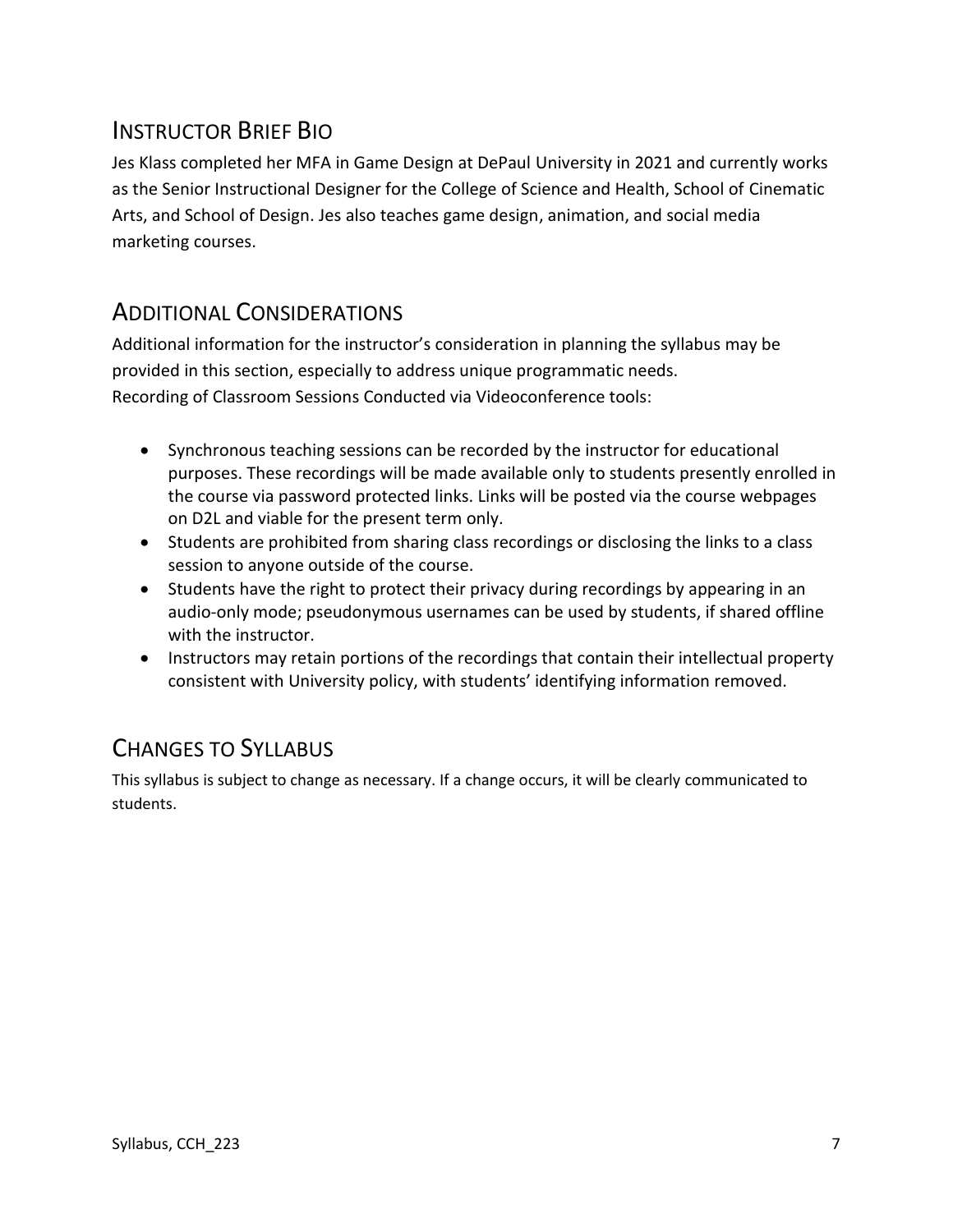## Instructor Brief Bio

Jes Klass completed her MFA in Game Design at DePaul University in 2021 and currently works as the Senior Instructional Designer for the College of Science and Health, School of Cinematic Arts, and School of Design. Jes also teaches game design, animation, and social media marketing courses.

## Additional Considerations

Additional information for the instructor's consideration in planning the syllabus may be provided in this section, especially to address unique programmatic needs.
Recording of Classroom Sessions Conducted via Videoconference tools:

- Synchronous teaching sessions can be recorded by the instructor for educational purposes. These recordings will be made available only to students presently enrolled in the course via password protected links. Links will be posted via the course webpages on D2L and viable for the present term only.
- Students are prohibited from sharing class recordings or disclosing the links to a class session to anyone outside of the course.
- Students have the right to protect their privacy during recordings by appearing in an audio-only mode; pseudonymous usernames can be used by students, if shared offline with the instructor.
- Instructors may retain portions of the recordings that contain their intellectual property consistent with University policy, with students' identifying information removed.

## Changes to Syllabus

This syllabus is subject to change as necessary. If a change occurs, it will be clearly communicated to students.